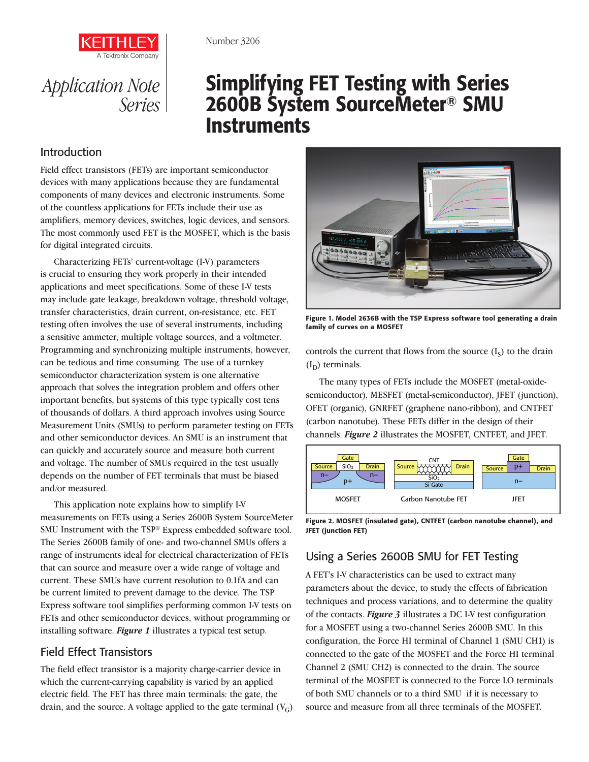Number 3206

*Application Note Series*

# Simplifying FET Testing with Series 2600B System SourceMeter® SMU Instruments

## Introduction

Field effect transistors (FETs) are important semiconductor devices with many applications because they are fundamental components of many devices and electronic instruments. Some of the countless applications for FETs include their use as amplifiers, memory devices, switches, logic devices, and sensors. The most commonly used FET is the MOSFET, which is the basis for digital integrated circuits.

Characterizing FETs' current-voltage (I-V) parameters is crucial to ensuring they work properly in their intended applications and meet specifications. Some of these I-V tests may include gate leakage, breakdown voltage, threshold voltage, transfer characteristics, drain current, on-resistance, etc. FET testing often involves the use of several instruments, including a sensitive ammeter, multiple voltage sources, and a voltmeter. Programming and synchronizing multiple instruments, however, can be tedious and time consuming. The use of a turnkey semiconductor characterization system is one alternative approach that solves the integration problem and offers other important benefits, but systems of this type typically cost tens of thousands of dollars. A third approach involves using Source Measurement Units (SMUs) to perform parameter testing on FETs and other semiconductor devices. An SMU is an instrument that can quickly and accurately source and measure both current and voltage. The number of SMUs required in the test usually depends on the number of FET terminals that must be biased and/or measured.

This application note explains how to simplify I-V measurements on FETs using a Series 2600B System SourceMeter SMU Instrument with the TSP® Express embedded software tool. The Series 2600B family of one- and two-channel SMUs offers a range of instruments ideal for electrical characterization of FETs that can source and measure over a wide range of voltage and current. These SMUs have current resolution to 0.1fA and can be current limited to prevent damage to the device. The TSP Express software tool simplifies performing common I-V tests on FETs and other semiconductor devices, without programming or installing software. ***Figure 1*** illustrates a typical test setup.

**Figure 1. Model 2636B with the TSP Express software tool generating a drain family of curves on a MOSFET**

## Field Effect Transistors

The field effect transistor is a majority charge-carrier device in which the current-carrying capability is varied by an applied electric field. The FET has three main terminals: the gate, the drain, and the source. A voltage applied to the gate terminal ($V_G$) controls the current that flows from the source ($I_S$) to the drain ($I_D$) terminals.

The many types of FETs include the MOSFET (metal-oxide-semiconductor), MESFET (metal-semiconductor), JFET (junction), OFET (organic), GNRFET (graphene nano-ribbon), and CNTFET (carbon nanotube). These FETs differ in the design of their channels. ***Figure 2*** illustrates the MOSFET, CNTFET, and JFET.

**Figure 2. MOSFET (insulated gate), CNTFET (carbon nanotube channel), and JFET (junction FET)**

## Using a Series 2600B SMU for FET Testing

A FET's I-V characteristics can be used to extract many parameters about the device, to study the effects of fabrication techniques and process variations, and to determine the quality of the contacts. ***Figure 3*** illustrates a DC I-V test configuration for a MOSFET using a two-channel Series 2600B SMU. In this configuration, the Force HI terminal of Channel 1 (SMU CH1) is connected to the gate of the MOSFET and the Force HI terminal Channel 2 (SMU CH2) is connected to the drain. The source terminal of the MOSFET is connected to the Force LO terminals of both SMU channels or to a third SMU if it is necessary to source and measure from all three terminals of the MOSFET.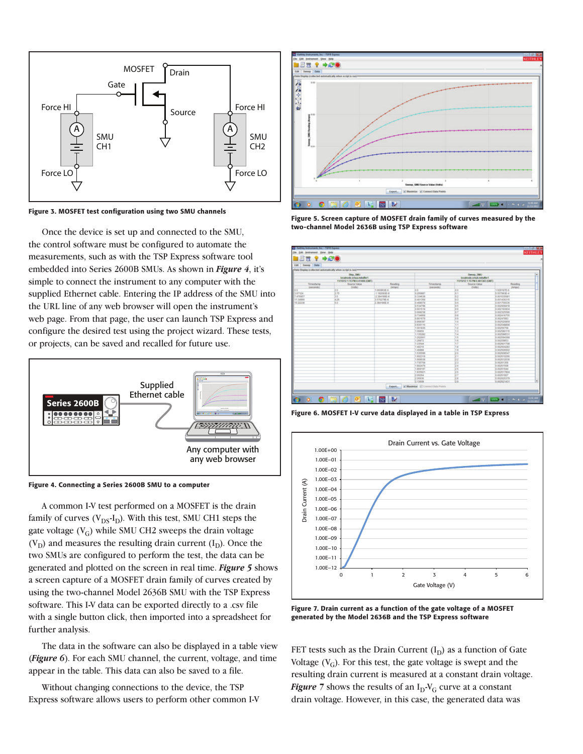Figure 3. MOSFET test configuration using two SMU channels

Once the device is set up and connected to the SMU, the control software must be configured to automate the measurements, such as with the TSP Express software tool embedded into Series 2600B SMUs. As shown in ***Figure 4***, it's simple to connect the instrument to any computer with the supplied Ethernet cable. Entering the IP address of the SMU into the URL line of any web browser will open the instrument's web page. From that page, the user can launch TSP Express and configure the desired test using the project wizard. These tests, or projects, can be saved and recalled for future use.

Figure 4. Connecting a Series 2600B SMU to a computer

A common I-V test performed on a MOSFET is the drain family of curves ($V_{DS}$-$I_D$). With this test, SMU CH1 steps the gate voltage ($V_G$) while SMU CH2 sweeps the drain voltage ($V_D$) and measures the resulting drain current ($I_D$). Once the two SMUs are configured to perform the test, the data can be generated and plotted on the screen in real time. ***Figure 5*** shows a screen capture of a MOSFET drain family of curves created by using the two-channel Model 2636B SMU with the TSP Express software. This I-V data can be exported directly to a .csv file with a single button click, then imported into a spreadsheet for further analysis.

The data in the software can also be displayed in a table view (***Figure 6***). For each SMU channel, the current, voltage, and time appear in the table. This data can also be saved to a file.

Without changing connections to the device, the TSP Express software allows users to perform other common I-V FET tests such as the Drain Current ($I_D$) as a function of Gate Voltage ($V_G$). For this test, the gate voltage is swept and the resulting drain current is measured at a constant drain voltage. ***Figure 7*** shows the results of an $I_D$-$V_G$ curve at a constant drain voltage. However, in this case, the generated data was

Figure 5. Screen capture of MOSFET drain family of curves measured by the two-channel Model 2636B using TSP Express software

Figure 6. MOSFET I-V curve data displayed in a table in TSP Express

Figure 7. Drain current as a function of the gate voltage of a MOSFET generated by the Model 2636B and the TSP Express software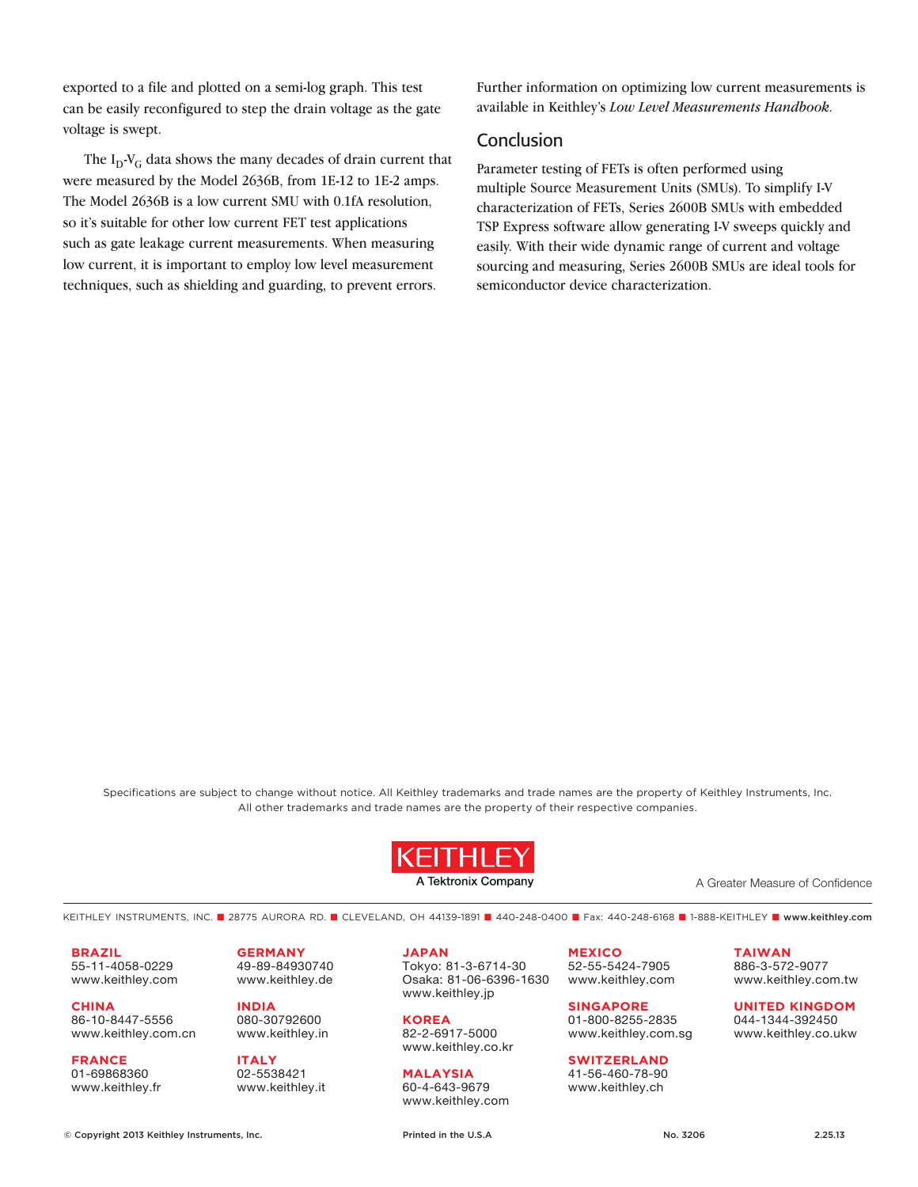exported to a file and plotted on a semi-log graph. This test can be easily reconfigured to step the drain voltage as the gate voltage is swept.

The $I_D$-$V_G$ data shows the many decades of drain current that were measured by the Model 2636B, from 1E-12 to 1E-2 amps. The Model 2636B is a low current SMU with 0.1fA resolution, so it's suitable for other low current FET test applications such as gate leakage current measurements. When measuring low current, it is important to employ low level measurement techniques, such as shielding and guarding, to prevent errors.

Further information on optimizing low current measurements is available in Keithley's *Low Level Measurements Handbook*.

## Conclusion

Parameter testing of FETs is often performed using multiple Source Measurement Units (SMUs). To simplify I-V characterization of FETs, Series 2600B SMUs with embedded TSP Express software allow generating I-V sweeps quickly and easily. With their wide dynamic range of current and voltage sourcing and measuring, Series 2600B SMUs are ideal tools for semiconductor device characterization.

Specifications are subject to change without notice. All Keithley trademarks and trade names are the property of Keithley Instruments, Inc. All other trademarks and trade names are the property of their respective companies.

KEITHLEY
A Tektronix Company

A Greater Measure of Confidence

KEITHLEY INSTRUMENTS, INC. ■ 28775 AURORA RD. ■ CLEVELAND, OH 44139-1891 ■ 440-248-0400 ■ Fax: 440-248-6168 ■ 1-888-KEITHLEY ■ **www.keithley.com**

**BRAZIL**
55-11-4058-0229
www.keithley.com

**CHINA**
86-10-8447-5556
www.keithley.com.cn

**FRANCE**
01-69868360
www.keithley.fr

**GERMANY**
49-89-84930740
www.keithley.de

**INDIA**
080-30792600
www.keithley.in

**ITALY**
02-5538421
www.keithley.it

**JAPAN**
Tokyo: 81-3-6714-30
Osaka: 81-06-6396-1630
www.keithley.jp

**KOREA**
82-2-6917-5000
www.keithley.co.kr

**MALAYSIA**
60-4-643-9679
www.keithley.com

**MEXICO**
52-55-5424-7905
www.keithley.com

**SINGAPORE**
01-800-8255-2835
www.keithley.com.sg

**SWITZERLAND**
41-56-460-78-90
www.keithley.ch

**TAIWAN**
886-3-572-9077
www.keithley.com.tw

**UNITED KINGDOM**
044-1344-392450
www.keithley.co.ukw

© Copyright 2013 Keithley Instruments, Inc. Printed in the U.S.A No. 3206 2.25.13